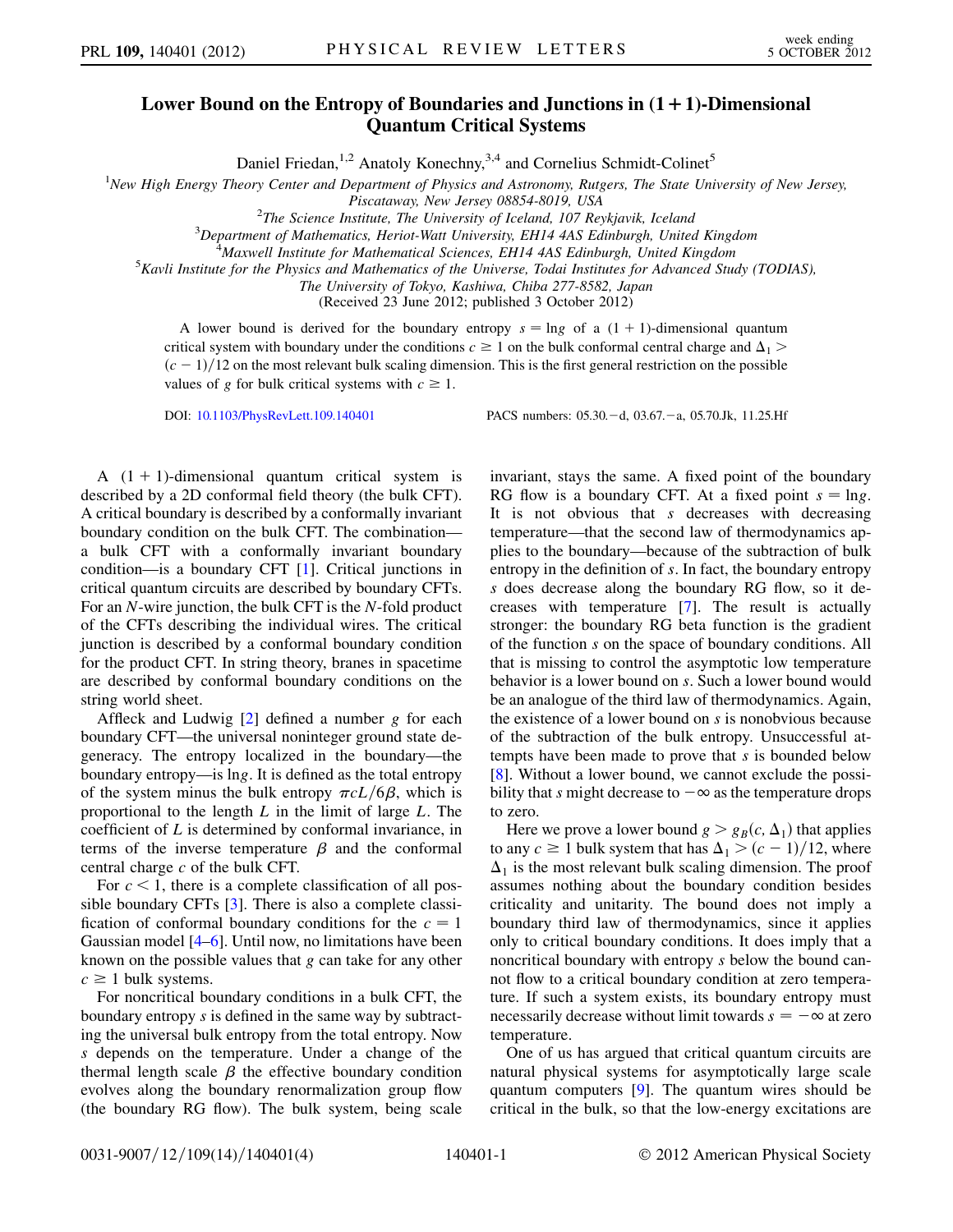# Lower Bound on the Entropy of Boundaries and Junctions in (1 + 1)-Dimensional Quantum Critical Systems

Daniel Friedan,[1,2] Anatoly Konechny,[3,4] and Cornelius Schmidt-Colinet[5]

[1]New High Energy Theory Center and Department of Physics and Astronomy, Rutgers, The State University of New Jersey, Piscataway, New Jersey 08854-8019, USA
[2]The Science Institute, The University of Iceland, 107 Reykjavik, Iceland
[3]Department of Mathematics, Heriot-Watt University, EH14 4AS Edinburgh, United Kingdom
[4]Maxwell Institute for Mathematical Sciences, EH14 4AS Edinburgh, United Kingdom
[5]Kavli Institute for the Physics and Mathematics of the Universe, Todai Institutes for Advanced Study (TODIAS), The University of Tokyo, Kashiwa, Chiba 277-8582, Japan
(Received 23 June 2012; published 3 October 2012)

A lower bound is derived for the boundary entropy $s = \ln g$ of a (1 + 1)-dimensional quantum critical system with boundary under the conditions $c \geq 1$ on the bulk conformal central charge and $\Delta_1 > (c-1)/12$ on the most relevant bulk scaling dimension. This is the first general restriction on the possible values of $g$ for bulk critical systems with $c \geq 1$.

DOI: 10.1103/PhysRevLett.109.140401 PACS numbers: 05.30.−d, 03.67.−a, 05.70.Jk, 11.25.Hf

A (1 + 1)-dimensional quantum critical system is described by a 2D conformal field theory (the bulk CFT). A critical boundary is described by a conformally invariant boundary condition on the bulk CFT. The combination—a bulk CFT with a conformally invariant boundary condition—is a boundary CFT [1]. Critical junctions in critical quantum circuits are described by boundary CFTs. For an $N$-wire junction, the bulk CFT is the $N$-fold product of the CFTs describing the individual wires. The critical junction is described by a conformal boundary condition for the product CFT. In string theory, branes in spacetime are described by conformal boundary conditions on the string world sheet.

Affleck and Ludwig [2] defined a number $g$ for each boundary CFT—the universal noninteger ground state degeneracy. The entropy localized in the boundary—the boundary entropy—is $\ln g$. It is defined as the total entropy of the system minus the bulk entropy $\pi c L/6\beta$, which is proportional to the length $L$ in the limit of large $L$. The coefficient of $L$ is determined by conformal invariance, in terms of the inverse temperature $\beta$ and the conformal central charge $c$ of the bulk CFT.

For $c < 1$, there is a complete classification of all possible boundary CFTs [3]. There is also a complete classification of conformal boundary conditions for the $c = 1$ Gaussian model [4–6]. Until now, no limitations have been known on the possible values that $g$ can take for any other $c \geq 1$ bulk systems.

For noncritical boundary conditions in a bulk CFT, the boundary entropy $s$ is defined in the same way by subtracting the universal bulk entropy from the total entropy. Now $s$ depends on the temperature. Under a change of the thermal length scale $\beta$ the effective boundary condition evolves along the boundary renormalization group flow (the boundary RG flow). The bulk system, being scale invariant, stays the same. A fixed point of the boundary RG flow is a boundary CFT. At a fixed point $s = \ln g$. It is not obvious that $s$ decreases with decreasing temperature—that the second law of thermodynamics applies to the boundary—because of the subtraction of bulk entropy in the definition of $s$. In fact, the boundary entropy $s$ does decrease along the boundary RG flow, so it decreases with temperature [7]. The result is actually stronger: the boundary RG beta function is the gradient of the function $s$ on the space of boundary conditions. All that is missing to control the asymptotic low temperature behavior is a lower bound on $s$. Such a lower bound would be an analogue of the third law of thermodynamics. Again, the existence of a lower bound on $s$ is nonobvious because of the subtraction of the bulk entropy. Unsuccessful attempts have been made to prove that $s$ is bounded below [8]. Without a lower bound, we cannot exclude the possibility that $s$ might decrease to $-\infty$ as the temperature drops to zero.

Here we prove a lower bound $g > g_B(c, \Delta_1)$ that applies to any $c \geq 1$ bulk system that has $\Delta_1 > (c-1)/12$, where $\Delta_1$ is the most relevant bulk scaling dimension. The proof assumes nothing about the boundary condition besides criticality and unitarity. The bound does not imply a boundary third law of thermodynamics, since it applies only to critical boundary conditions. It does imply that a noncritical boundary with entropy $s$ below the bound cannot flow to a critical boundary condition at zero temperature. If such a system exists, its boundary entropy must necessarily decrease without limit towards $s = -\infty$ at zero temperature.

One of us has argued that critical quantum circuits are natural physical systems for asymptotically large scale quantum computers [9]. The quantum wires should be critical in the bulk, so that the low-energy excitations are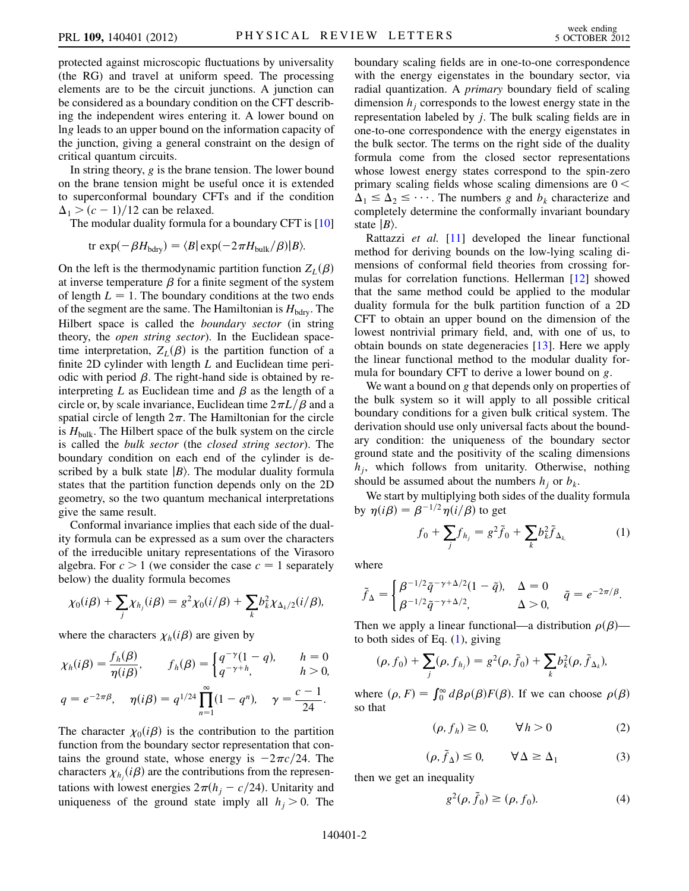protected against microscopic fluctuations by universality (the RG) and travel at uniform speed. The processing elements are to be the circuit junctions. A junction can be considered as a boundary condition on the CFT describing the independent wires entering it. A lower bound on $\ln g$ leads to an upper bound on the information capacity of the junction, giving a general constraint on the design of critical quantum circuits.

In string theory, $g$ is the brane tension. The lower bound on the brane tension might be useful once it is extended to superconformal boundary CFTs and if the condition $\Delta_1 > (c-1)/12$ can be relaxed.

The modular duality formula for a boundary CFT is [10]

$$\operatorname{tr} \exp(-\beta H_{\text{bdry}}) = \langle B| \exp(-2\pi H_{\text{bulk}}/\beta)|B\rangle.$$

On the left is the thermodynamic partition function $Z_L(\beta)$ at inverse temperature $\beta$ for a finite segment of the system of length $L = 1$. The boundary conditions at the two ends of the segment are the same. The Hamiltonian is $H_{\text{bdry}}$. The Hilbert space is called the *boundary sector* (in string theory, the *open string sector*). In the Euclidean spacetime interpretation, $Z_L(\beta)$ is the partition function of a finite 2D cylinder with length $L$ and Euclidean time periodic with period $\beta$. The right-hand side is obtained by reinterpreting $L$ as Euclidean time and $\beta$ as the length of a circle or, by scale invariance, Euclidean time $2\pi L/\beta$ and a spatial circle of length $2\pi$. The Hamiltonian for the circle is $H_{\text{bulk}}$. The Hilbert space of the bulk system on the circle is called the *bulk sector* (the *closed string sector*). The boundary condition on each end of the cylinder is described by a bulk state $|B\rangle$. The modular duality formula states that the partition function depends only on the 2D geometry, so the two quantum mechanical interpretations give the same result.

Conformal invariance implies that each side of the duality formula can be expressed as a sum over the characters of the irreducible unitary representations of the Virasoro algebra. For $c > 1$ (we consider the case $c = 1$ separately below) the duality formula becomes

$$\chi_0(i\beta) + \sum_j \chi_{h_j}(i\beta) = g^2 \chi_0(i/\beta) + \sum_k b_k^2 \chi_{\Delta_k/2}(i/\beta),$$

where the characters $\chi_h(i\beta)$ are given by

$$\chi_h(i\beta) = \frac{f_h(\beta)}{\eta(i\beta)}, \qquad f_h(\beta) = \begin{cases} q^{-\gamma}(1-q), & h = 0 \\ q^{-\gamma+h}, & h > 0, \end{cases}$$

$$q = e^{-2\pi\beta}, \quad \eta(i\beta) = q^{1/24} \prod_{n=1}^{\infty} (1-q^n), \quad \gamma = \frac{c-1}{24}.$$

The character $\chi_0(i\beta)$ is the contribution to the partition function from the boundary sector representation that contains the ground state, whose energy is $-2\pi c/24$. The characters $\chi_{h_j}(i\beta)$ are the contributions from the representations with lowest energies $2\pi(h_j - c/24)$. Unitarity and uniqueness of the ground state imply all $h_j > 0$. The boundary scaling fields are in one-to-one correspondence with the energy eigenstates in the boundary sector, via radial quantization. A *primary* boundary field of scaling dimension $h_j$ corresponds to the lowest energy state in the representation labeled by $j$. The bulk scaling fields are in one-to-one correspondence with the energy eigenstates in the bulk sector. The terms on the right side of the duality formula come from the closed sector representations whose lowest energy states correspond to the spin-zero primary scaling fields whose scaling dimensions are $0 < \Delta_1 \leq \Delta_2 \leq \cdots$. The numbers $g$ and $b_k$ characterize and completely determine the conformally invariant boundary state $|B\rangle$.

Rattazzi *et al.* [11] developed the linear functional method for deriving bounds on the low-lying scaling dimensions of conformal field theories from crossing formulas for correlation functions. Hellerman [12] showed that the same method could be applied to the modular duality formula for the bulk partition function of a 2D CFT to obtain an upper bound on the dimension of the lowest nontrivial primary field, and, with one of us, to obtain bounds on state degeneracies [13]. Here we apply the linear functional method to the modular duality formula for boundary CFT to derive a lower bound on $g$.

We want a bound on $g$ that depends only on properties of the bulk system so it will apply to all possible critical boundary conditions for a given bulk critical system. The derivation should use only universal facts about the boundary condition: the uniqueness of the boundary sector ground state and the positivity of the scaling dimensions $h_j$, which follows from unitarity. Otherwise, nothing should be assumed about the numbers $h_j$ or $b_k$.

We start by multiplying both sides of the duality formula by $\eta(i\beta) = \beta^{-1/2}\eta(i/\beta)$ to get

$$f_0 + \sum_j f_{h_j} = g^2 \tilde{f}_0 + \sum_k b_k^2 \tilde{f}_{\Delta_k} \tag{1}$$

where

$$\tilde{f}_\Delta = \begin{cases} \beta^{-1/2}\tilde{q}^{-\gamma+\Delta/2}(1-\tilde{q}), & \Delta = 0 \\ \beta^{-1/2}\tilde{q}^{-\gamma+\Delta/2}, & \Delta > 0, \end{cases} \quad \tilde{q} = e^{-2\pi/\beta}.$$

Then we apply a linear functional—a distribution $\rho(\beta)$—to both sides of Eq. (1), giving

$$(\rho, f_0) + \sum_j (\rho, f_{h_j}) = g^2(\rho, \tilde{f}_0) + \sum_k b_k^2(\rho, \tilde{f}_{\Delta_k}),$$

where $(\rho, F) = \int_0^\infty d\beta \rho(\beta) F(\beta)$. If we can choose $\rho(\beta)$ so that

$$(\rho, f_h) \geq 0, \qquad \forall\, h > 0 \tag{2}$$

$$(\rho, \tilde{f}_\Delta) \leq 0, \qquad \forall\, \Delta \geq \Delta_1 \tag{3}$$

then we get an inequality

$$g^2(\rho, \tilde{f}_0) \geq (\rho, f_0). \tag{4}$$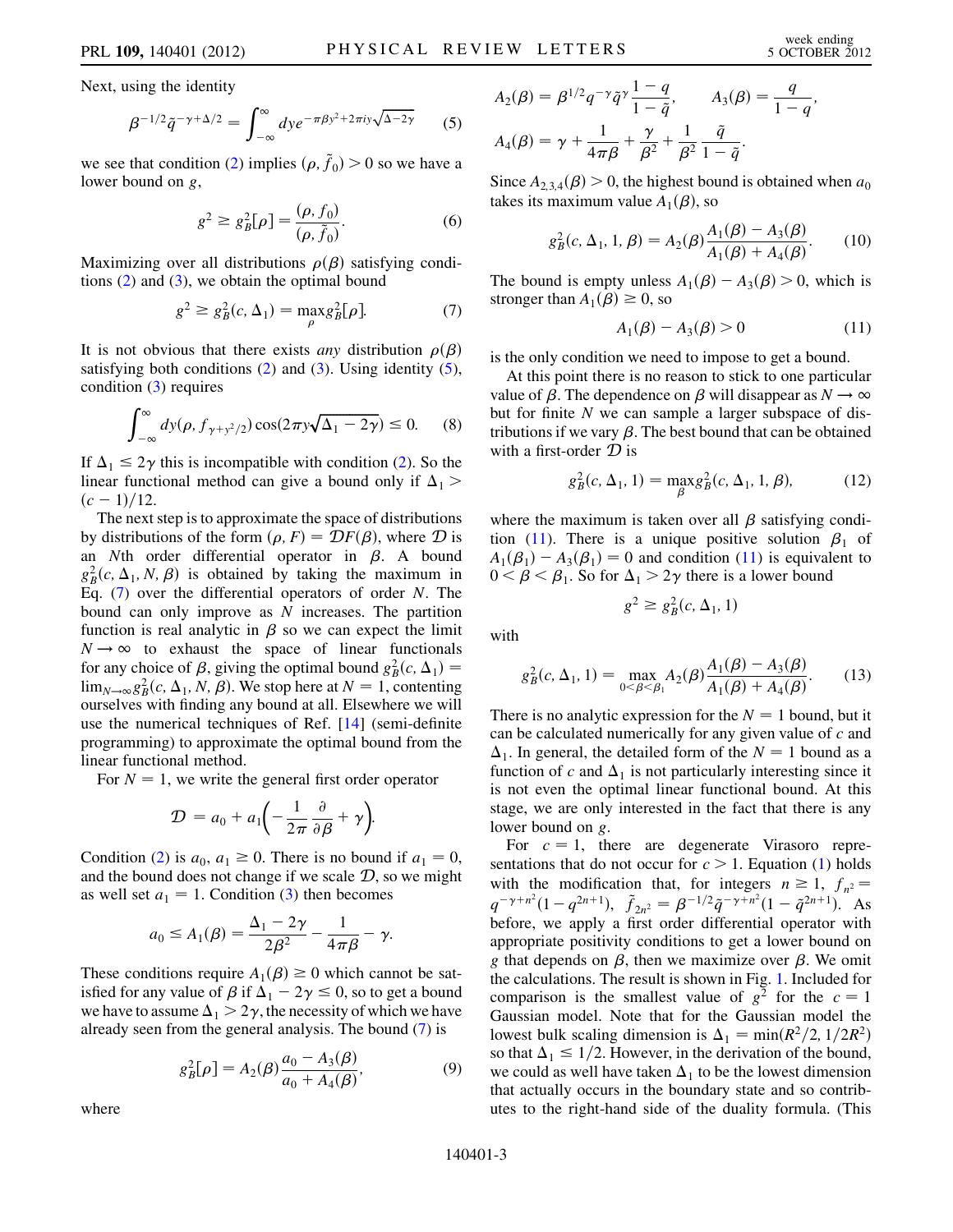Next, using the identity

$$\beta^{-1/2}\tilde{q}^{-\gamma+\Delta/2} = \int_{-\infty}^{\infty} dy e^{-\pi\beta y^2 + 2\pi i y\sqrt{\Delta - 2\gamma}} \tag{5}$$

we see that condition (2) implies $(\rho, \tilde{f}_0) > 0$ so we have a lower bound on $g$,

$$g^2 \geq g_B^2[\rho] = \frac{(\rho, f_0)}{(\rho, \tilde{f}_0)}. \tag{6}$$

Maximizing over all distributions $\rho(\beta)$ satisfying conditions (2) and (3), we obtain the optimal bound

$$g^2 \geq g_B^2(c, \Delta_1) = \max_\rho g_B^2[\rho]. \tag{7}$$

It is not obvious that there exists *any* distribution $\rho(\beta)$ satisfying both conditions (2) and (3). Using identity (5), condition (3) requires

$$\int_{-\infty}^{\infty} dy (\rho, f_{\gamma + y^2/2}) \cos(2\pi y\sqrt{\Delta_1 - 2\gamma}) \leq 0. \tag{8}$$

If $\Delta_1 \leq 2\gamma$ this is incompatible with condition (2). So the linear functional method can give a bound only if $\Delta_1 > (c-1)/12$.

The next step is to approximate the space of distributions by distributions of the form $(\rho, F) = \mathcal{D}F(\beta)$, where $\mathcal{D}$ is an $N$th order differential operator in $\beta$. A bound $g_B^2(c, \Delta_1, N, \beta)$ is obtained by taking the maximum in Eq. (7) over the differential operators of order $N$. The bound can only improve as $N$ increases. The partition function is real analytic in $\beta$ so we can expect the limit $N \to \infty$ to exhaust the space of linear functionals for any choice of $\beta$, giving the optimal bound $g_B^2(c, \Delta_1) = \lim_{N\to\infty} g_B^2(c, \Delta_1, N, \beta)$. We stop here at $N = 1$, contenting ourselves with finding any bound at all. Elsewhere we will use the numerical techniques of Ref. [14] (semi-definite programming) to approximate the optimal bound from the linear functional method.

For $N = 1$, we write the general first order operator

$$\mathcal{D} = a_0 + a_1\left(-\frac{1}{2\pi}\frac{\partial}{\partial\beta} + \gamma\right).$$

Condition (2) is $a_0, a_1 \geq 0$. There is no bound if $a_1 = 0$, and the bound does not change if we scale $\mathcal{D}$, so we might as well set $a_1 = 1$. Condition (3) then becomes

$$a_0 \leq A_1(\beta) = \frac{\Delta_1 - 2\gamma}{2\beta^2} - \frac{1}{4\pi\beta} - \gamma.$$

These conditions require $A_1(\beta) \geq 0$ which cannot be satisfied for any value of $\beta$ if $\Delta_1 - 2\gamma \leq 0$, so to get a bound we have to assume $\Delta_1 > 2\gamma$, the necessity of which we have already seen from the general analysis. The bound (7) is

$$g_B^2[\rho] = A_2(\beta)\frac{a_0 - A_3(\beta)}{a_0 + A_4(\beta)}, \tag{9}$$

where

$$A_2(\beta) = \beta^{1/2}q^{-\gamma}\tilde{q}^{\gamma}\frac{1-q}{1-\tilde{q}}, \qquad A_3(\beta) = \frac{q}{1-q},$$

$$A_4(\beta) = \gamma + \frac{1}{4\pi\beta} + \frac{\gamma}{\beta^2} + \frac{1}{\beta^2}\frac{\tilde{q}}{1-\tilde{q}}.$$

Since $A_{2,3,4}(\beta) > 0$, the highest bound is obtained when $a_0$ takes its maximum value $A_1(\beta)$, so

$$g_B^2(c, \Delta_1, 1, \beta) = A_2(\beta)\frac{A_1(\beta) - A_3(\beta)}{A_1(\beta) + A_4(\beta)}. \tag{10}$$

The bound is empty unless $A_1(\beta) - A_3(\beta) > 0$, which is stronger than $A_1(\beta) \geq 0$, so

$$A_1(\beta) - A_3(\beta) > 0 \tag{11}$$

is the only condition we need to impose to get a bound.

At this point there is no reason to stick to one particular value of $\beta$. The dependence on $\beta$ will disappear as $N \to \infty$ but for finite $N$ we can sample a larger subspace of distributions if we vary $\beta$. The best bound that can be obtained with a first-order $\mathcal{D}$ is

$$g_B^2(c, \Delta_1, 1) = \max_\beta g_B^2(c, \Delta_1, 1, \beta), \tag{12}$$

where the maximum is taken over all $\beta$ satisfying condition (11). There is a unique positive solution $\beta_1$ of $A_1(\beta_1) - A_3(\beta_1) = 0$ and condition (11) is equivalent to $0 < \beta < \beta_1$. So for $\Delta_1 > 2\gamma$ there is a lower bound

$$g^2 \geq g_B^2(c, \Delta_1, 1)$$

with

$$g_B^2(c, \Delta_1, 1) = \max_{0<\beta<\beta_1} A_2(\beta)\frac{A_1(\beta) - A_3(\beta)}{A_1(\beta) + A_4(\beta)}. \tag{13}$$

There is no analytic expression for the $N = 1$ bound, but it can be calculated numerically for any given value of $c$ and $\Delta_1$. In general, the detailed form of the $N = 1$ bound as a function of $c$ and $\Delta_1$ is not particularly interesting since it is not even the optimal linear functional bound. At this stage, we are only interested in the fact that there is any lower bound on $g$.

For $c = 1$, there are degenerate Virasoro representations that do not occur for $c > 1$. Equation (1) holds with the modification that, for integers $n \geq 1$, $f_{n^2} = q^{-\gamma+n^2}(1 - q^{2n+1})$, $\tilde{f}_{2n^2} = \beta^{-1/2}\tilde{q}^{-\gamma+n^2}(1 - \tilde{q}^{2n+1})$. As before, we apply a first order differential operator with appropriate positivity conditions to get a lower bound on $g$ that depends on $\beta$, then we maximize over $\beta$. We omit the calculations. The result is shown in Fig. 1. Included for comparison is the smallest value of $g^2$ for the $c = 1$ Gaussian model. Note that for the Gaussian model the lowest bulk scaling dimension is $\Delta_1 = \min(R^2/2, 1/2R^2)$ so that $\Delta_1 \leq 1/2$. However, in the derivation of the bound, we could as well have taken $\Delta_1$ to be the lowest dimension that actually occurs in the boundary state and so contributes to the right-hand side of the duality formula. (This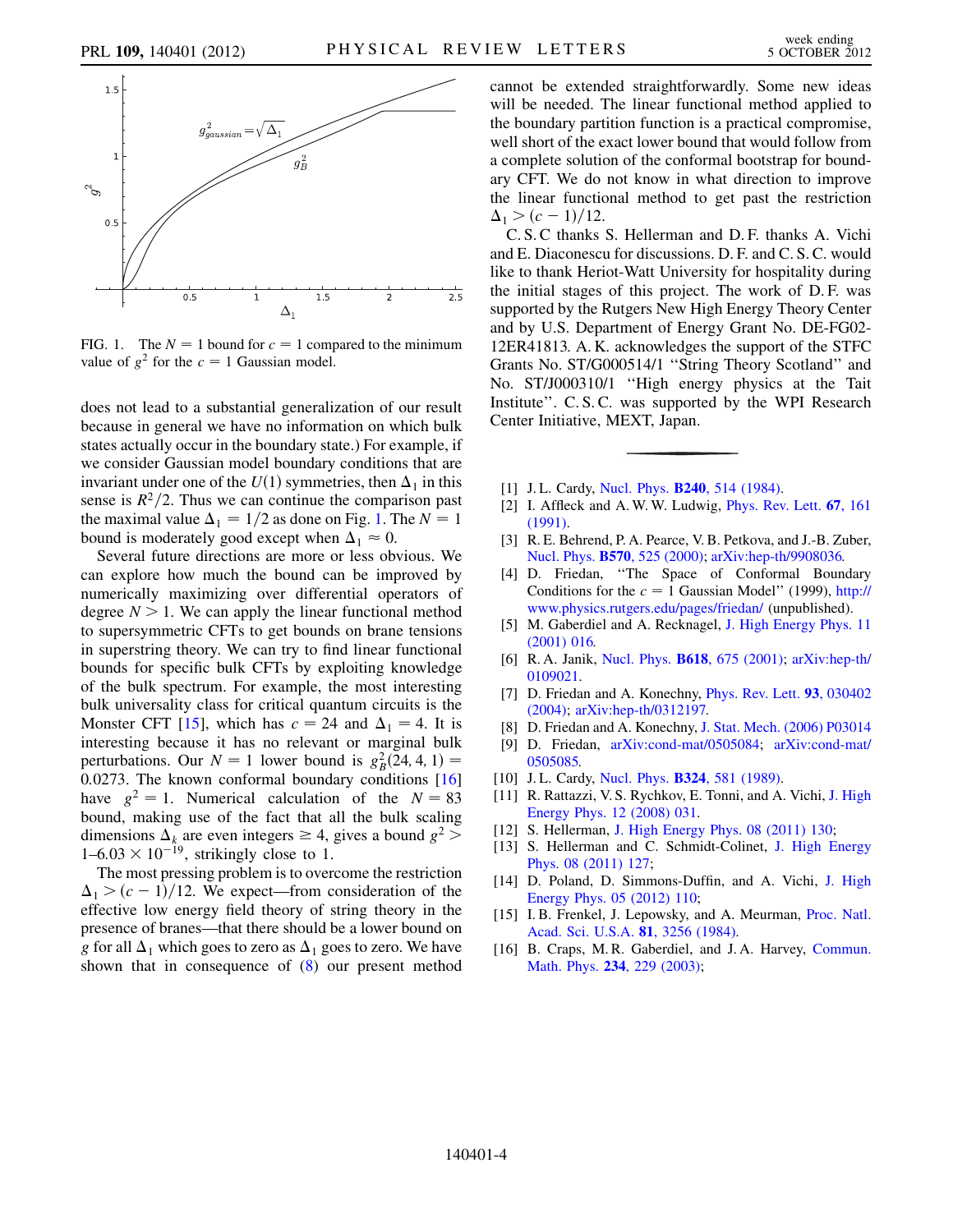1.5

1

0.5

$g^2$

$g^2_{gaussian} = \sqrt{\Delta_1}$

$g^2_B$

0.5

1

1.5

2

2.5

$\Delta_1$

FIG. 1. The $N = 1$ bound for $c = 1$ compared to the minimum value of $g^2$ for the $c = 1$ Gaussian model.

does not lead to a substantial generalization of our result because in general we have no information on which bulk states actually occur in the boundary state.) For example, if we consider Gaussian model boundary conditions that are invariant under one of the $U(1)$ symmetries, then $\Delta_1$ in this sense is $R^2/2$. Thus we can continue the comparison past the maximal value $\Delta_1 = 1/2$ as done on Fig. 1. The $N = 1$ bound is moderately good except when $\Delta_1 \approx 0$.

Several future directions are more or less obvious. We can explore how much the bound can be improved by numerically maximizing over differential operators of degree $N > 1$. We can apply the linear functional method to supersymmetric CFTs to get bounds on brane tensions in superstring theory. We can try to find linear functional bounds for specific bulk CFTs by exploiting knowledge of the bulk spectrum. For example, the most interesting bulk universality class for critical quantum circuits is the Monster CFT [15], which has $c = 24$ and $\Delta_1 = 4$. It is interesting because it has no relevant or marginal bulk perturbations. Our $N = 1$ lower bound is $g_B^2(24, 4, 1) = 0.0273$. The known conformal boundary conditions [16] have $g^2 = 1$. Numerical calculation of the $N = 83$ bound, making use of the fact that all the bulk scaling dimensions $\Delta_k$ are even integers $\geq 4$, gives a bound $g^2 > 1$–$6.03 \times 10^{-19}$, strikingly close to 1.

The most pressing problem is to overcome the restriction $\Delta_1 > (c - 1)/12$. We expect—from consideration of the effective low energy field theory of string theory in the presence of branes—that there should be a lower bound on $g$ for all $\Delta_1$ which goes to zero as $\Delta_1$ goes to zero. We have shown that in consequence of (8) our present method cannot be extended straightforwardly. Some new ideas will be needed. The linear functional method applied to the boundary partition function is a practical compromise, well short of the exact lower bound that would follow from a complete solution of the conformal bootstrap for boundary CFT. We do not know in what direction to improve the linear functional method to get past the restriction $\Delta_1 > (c - 1)/12$.

C. S. C thanks S. Hellerman and D. F. thanks A. Vichi and E. Diaconescu for discussions. D. F. and C. S. C. would like to thank Heriot-Watt University for hospitality during the initial stages of this project. The work of D. F. was supported by the Rutgers New High Energy Theory Center and by U.S. Department of Energy Grant No. DE-FG02-12ER41813. A. K. acknowledges the support of the STFC Grants No. ST/G000514/1 "String Theory Scotland" and No. ST/J000310/1 "High energy physics at the Tait Institute". C. S. C. was supported by the WPI Research Center Initiative, MEXT, Japan.

---

[1] J. L. Cardy, Nucl. Phys. **B240**, 514 (1984).
[2] I. Affleck and A. W. W. Ludwig, Phys. Rev. Lett. **67**, 161 (1991).
[3] R. E. Behrend, P. A. Pearce, V. B. Petkova, and J.-B. Zuber, Nucl. Phys. **B570**, 525 (2000); arXiv:hep-th/9908036.
[4] D. Friedan, "The Space of Conformal Boundary Conditions for the $c = 1$ Gaussian Model" (1999), http://www.physics.rutgers.edu/pages/friedan/ (unpublished).
[5] M. Gaberdiel and A. Recknagel, J. High Energy Phys. 11 (2001) 016.
[6] R. A. Janik, Nucl. Phys. **B618**, 675 (2001); arXiv:hep-th/0109021.
[7] D. Friedan and A. Konechny, Phys. Rev. Lett. **93**, 030402 (2004); arXiv:hep-th/0312197.
[8] D. Friedan and A. Konechny, J. Stat. Mech. (2006) P03014
[9] D. Friedan, arXiv:cond-mat/0505084; arXiv:cond-mat/0505085.
[10] J. L. Cardy, Nucl. Phys. **B324**, 581 (1989).
[11] R. Rattazzi, V. S. Rychkov, E. Tonni, and A. Vichi, J. High Energy Phys. 12 (2008) 031.
[12] S. Hellerman, J. High Energy Phys. 08 (2011) 130;
[13] S. Hellerman and C. Schmidt-Colinet, J. High Energy Phys. 08 (2011) 127;
[14] D. Poland, D. Simmons-Duffin, and A. Vichi, J. High Energy Phys. 05 (2012) 110;
[15] I. B. Frenkel, J. Lepowsky, and A. Meurman, Proc. Natl. Acad. Sci. U.S.A. **81**, 3256 (1984).
[16] B. Craps, M. R. Gaberdiel, and J. A. Harvey, Commun. Math. Phys. **234**, 229 (2003);